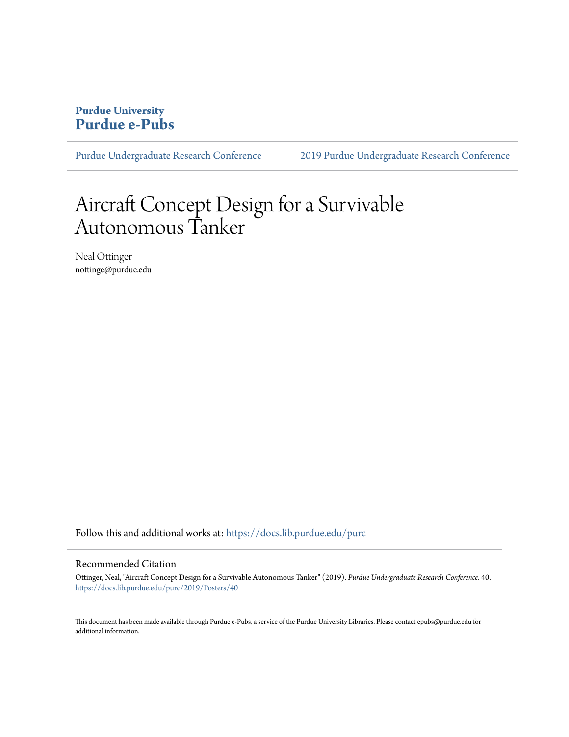**Purdue University**
**Purdue e-Pubs**

Purdue Undergraduate Research Conference    2019 Purdue Undergraduate Research Conference

# Aircraft Concept Design for a Survivable Autonomous Tanker

Neal Ottinger
nottinge@purdue.edu

Follow this and additional works at: https://docs.lib.purdue.edu/purc

## Recommended Citation

Ottinger, Neal, "Aircraft Concept Design for a Survivable Autonomous Tanker" (2019). *Purdue Undergraduate Research Conference*. 40.
https://docs.lib.purdue.edu/purc/2019/Posters/40

This document has been made available through Purdue e-Pubs, a service of the Purdue University Libraries. Please contact epubs@purdue.edu for additional information.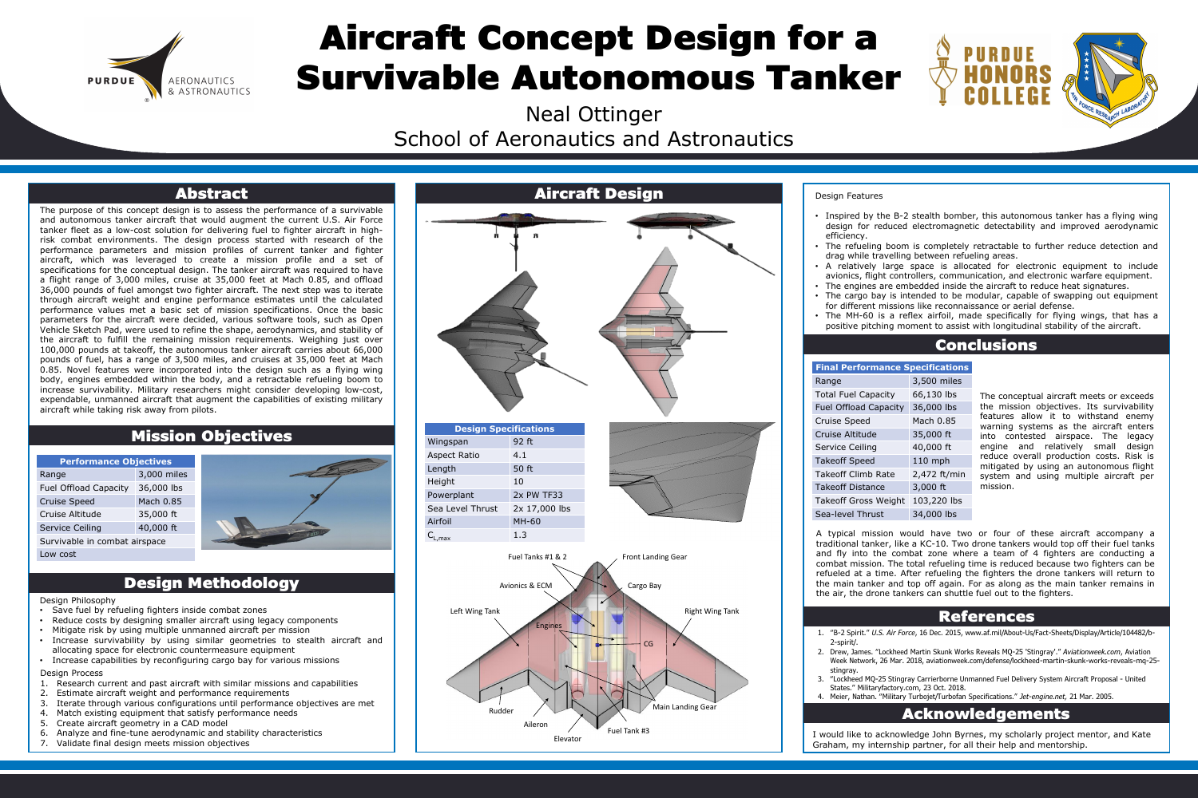# Aircraft Concept Design for a Survivable Autonomous Tanker

Neal Ottinger

School of Aeronautics and Astronautics

## Abstract

The purpose of this concept design is to assess the performance of a survivable and autonomous tanker aircraft that would augment the current U.S. Air Force tanker fleet as a low-cost solution for delivering fuel to fighter aircraft in high-risk combat environments. The design process started with research of the performance parameters and mission profiles of current tanker and fighter aircraft, which was leveraged to create a mission profile and a set of specifications for the conceptual design. The tanker aircraft was required to have a flight range of 3,000 miles, cruise at 35,000 feet at Mach 0.85, and offload 36,000 pounds of fuel amongst two fighter aircraft. The next step was to iterate through aircraft weight and engine performance estimates until the calculated performance values met a basic set of mission specifications. Once the basic parameters for the aircraft were decided, various software tools, such as Open Vehicle Sketch Pad, were used to refine the shape, aerodynamics, and stability of the aircraft to fulfill the remaining mission requirements. Weighing just over 100,000 pounds at takeoff, the autonomous tanker aircraft carries about 66,000 pounds of fuel, has a range of 3,500 miles, and cruises at 35,000 feet at Mach 0.85. Novel features were incorporated into the design such as a flying wing body, engines embedded within the body, and a retractable refueling boom to increase survivability. Military researchers might consider developing low-cost, expendable, unmanned aircraft that augment the capabilities of existing military aircraft while taking risk away from pilots.

## Mission Objectives

| Performance Objectives | |
|---|---|
| Range | 3,000 miles |
| Fuel Offload Capacity | 36,000 lbs |
| Cruise Speed | Mach 0.85 |
| Cruise Altitude | 35,000 ft |
| Service Ceiling | 40,000 ft |
| Survivable in combat airspace | |
| Low cost | |

## Design Methodology

Design Philosophy

- Save fuel by refueling fighters inside combat zones
- Reduce costs by designing smaller aircraft using legacy components
- Mitigate risk by using multiple unmanned aircraft per mission
- Increase survivability by using similar geometries to stealth aircraft and allocating space for electronic countermeasure equipment
- Increase capabilities by reconfiguring cargo bay for various missions

Design Process

1. Research current and past aircraft with similar missions and capabilities
2. Estimate aircraft weight and performance requirements
3. Iterate through various configurations until performance objectives are met
4. Match existing equipment that satisfy performance needs
5. Create aircraft geometry in a CAD model
6. Analyze and fine-tune aerodynamic and stability characteristics
7. Validate final design meets mission objectives

## Aircraft Design

| Design Specifications | |
|---|---|
| Wingspan | 92 ft |
| Aspect Ratio | 4.1 |
| Length | 50 ft |
| Height | 10 |
| Powerplant | 2x PW TF33 |
| Sea Level Thrust | 2x 17,000 lbs |
| Airfoil | MH-60 |
| $C_{L,max}$ | 1.3 |

Fuel Tanks #1 & 2
Front Landing Gear
Avionics & ECM
Cargo Bay
Left Wing Tank
Right Wing Tank
Engines
CG
Rudder
Main Landing Gear
Aileron
Fuel Tank #3
Elevator

Design Features

- Inspired by the B-2 stealth bomber, this autonomous tanker has a flying wing design for reduced electromagnetic detectability and improved aerodynamic efficiency.
- The refueling boom is completely retractable to further reduce detection and drag while travelling between refueling areas.
- A relatively large space is allocated for electronic equipment to include avionics, flight controllers, communication, and electronic warfare equipment.
- The engines are embedded inside the aircraft to reduce heat signatures.
- The cargo bay is intended to be modular, capable of swapping out equipment for different missions like reconnaissance or aerial defense.
- The MH-60 is a reflex airfoil, made specifically for flying wings, that has a positive pitching moment to assist with longitudinal stability of the aircraft.

## Conclusions

| Final Performance Specifications | |
|---|---|
| Range | 3,500 miles |
| Total Fuel Capacity | 66,130 lbs |
| Fuel Offload Capacity | 36,000 lbs |
| Cruise Speed | Mach 0.85 |
| Cruise Altitude | 35,000 ft |
| Service Ceiling | 40,000 ft |
| Takeoff Speed | 110 mph |
| Takeoff Climb Rate | 2,472 ft/min |
| Takeoff Distance | 3,000 ft |
| Takeoff Gross Weight | 103,220 lbs |
| Sea-level Thrust | 34,000 lbs |

The conceptual aircraft meets or exceeds the mission objectives. Its survivability features allow it to withstand enemy warning systems as the aircraft enters into contested airspace. The legacy engine and relatively small design reduce overall production costs. Risk is mitigated by using an autonomous flight system and using multiple aircraft per mission.

A typical mission would have two or four of these aircraft accompany a traditional tanker, like a KC-10. Two drone tankers would top off their fuel tanks and fly into the combat zone where a team of 4 fighters are conducting a combat mission. The total refueling time is reduced because two fighters can be refueled at a time. After refueling the fighters the drone tankers will return to the main tanker and top off again. For as along as the main tanker remains in the air, the drone tankers can shuttle fuel out to the fighters.

## References

1. "B-2 Spirit." *U.S. Air Force*, 16 Dec. 2015, www.af.mil/About-Us/Fact-Sheets/Display/Article/104482/b-2-spirit/.
2. Drew, James. "Lockheed Martin Skunk Works Reveals MQ-25 'Stingray'." *Aviationweek.com*, Aviation Week Network, 26 Mar. 2018, aviationweek.com/defense/lockheed-martin-skunk-works-reveals-mq-25-stingray.
3. "Lockheed MQ-25 Stingray Carrierborne Unmanned Fuel Delivery System Aircraft Proposal - United States." Militaryfactory.com, 23 Oct. 2018.
4. Meier, Nathan. "Military Turbojet/Turbofan Specifications." *Jet-engine.net,* 21 Mar. 2005.

## Acknowledgements

I would like to acknowledge John Byrnes, my scholarly project mentor, and Kate Graham, my internship partner, for all their help and mentorship.